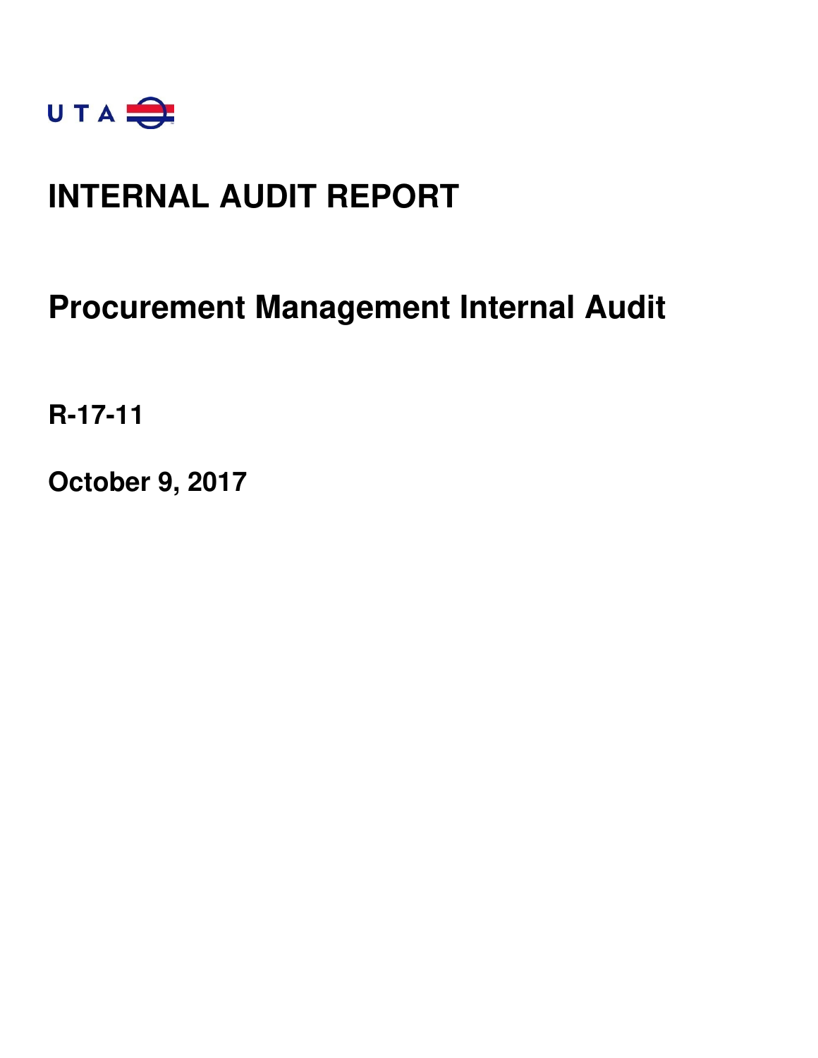UTA

# INTERNAL AUDIT REPORT

## Procurement Management Internal Audit

**R-17-11**

**October 9, 2017**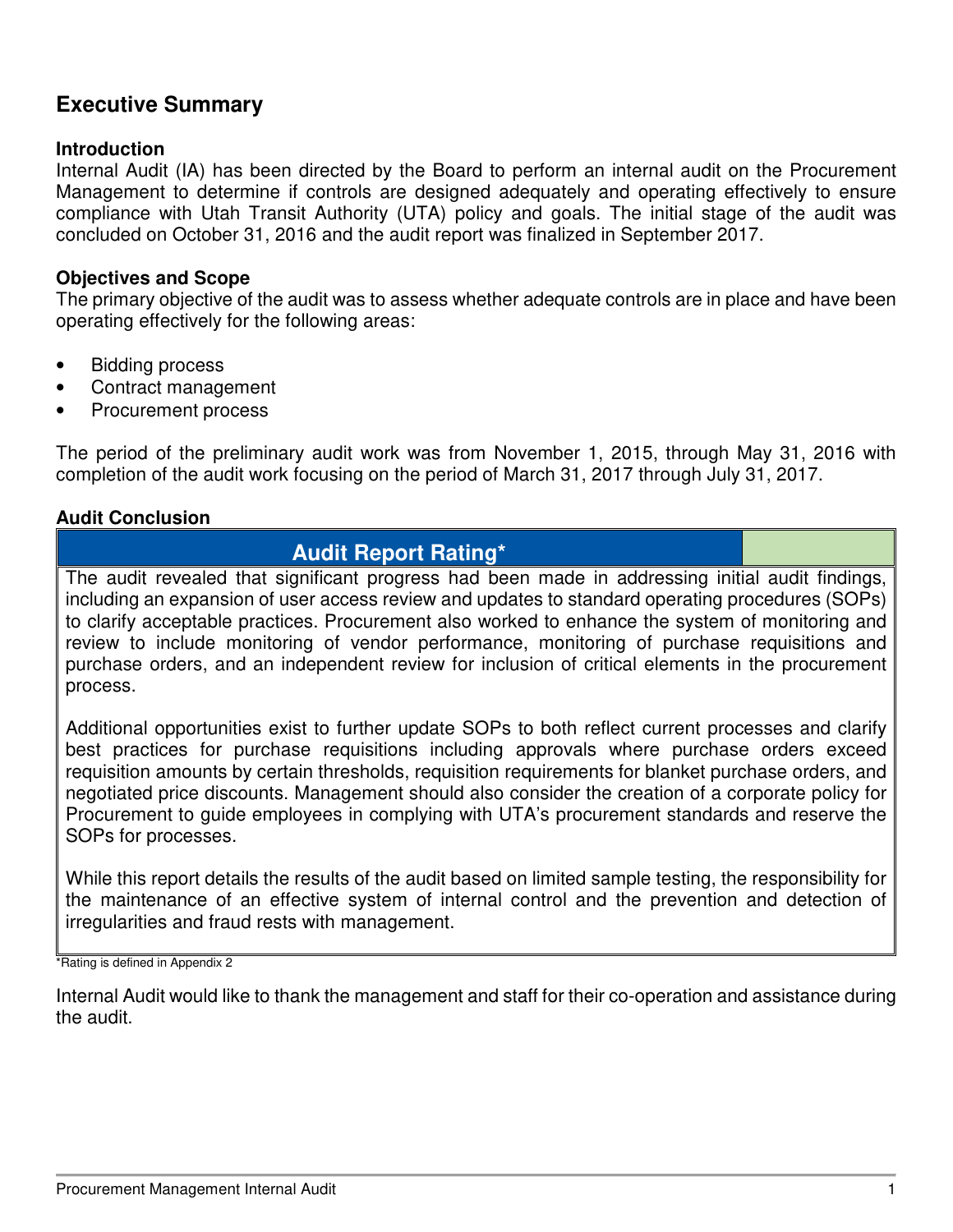# Executive Summary

### Introduction

Internal Audit (IA) has been directed by the Board to perform an internal audit on the Procurement Management to determine if controls are designed adequately and operating effectively to ensure compliance with Utah Transit Authority (UTA) policy and goals. The initial stage of the audit was concluded on October 31, 2016 and the audit report was finalized in September 2017.

### Objectives and Scope

The primary objective of the audit was to assess whether adequate controls are in place and have been operating effectively for the following areas:

- Bidding process
- Contract management
- Procurement process

The period of the preliminary audit work was from November 1, 2015, through May 31, 2016 with completion of the audit work focusing on the period of March 31, 2017 through July 31, 2017.

### Audit Conclusion

| Audit Report Rating* | |
|---|---|
| The audit revealed that significant progress had been made in addressing initial audit findings, including an expansion of user access review and updates to standard operating procedures (SOPs) to clarify acceptable practices. Procurement also worked to enhance the system of monitoring and review to include monitoring of vendor performance, monitoring of purchase requisitions and purchase orders, and an independent review for inclusion of critical elements in the procurement process.<br><br>Additional opportunities exist to further update SOPs to both reflect current processes and clarify best practices for purchase requisitions including approvals where purchase orders exceed requisition amounts by certain thresholds, requisition requirements for blanket purchase orders, and negotiated price discounts. Management should also consider the creation of a corporate policy for Procurement to guide employees in complying with UTA's procurement standards and reserve the SOPs for processes.<br><br>While this report details the results of the audit based on limited sample testing, the responsibility for the maintenance of an effective system of internal control and the prevention and detection of irregularities and fraud rests with management. | |

*Rating is defined in Appendix 2

Internal Audit would like to thank the management and staff for their co-operation and assistance during the audit.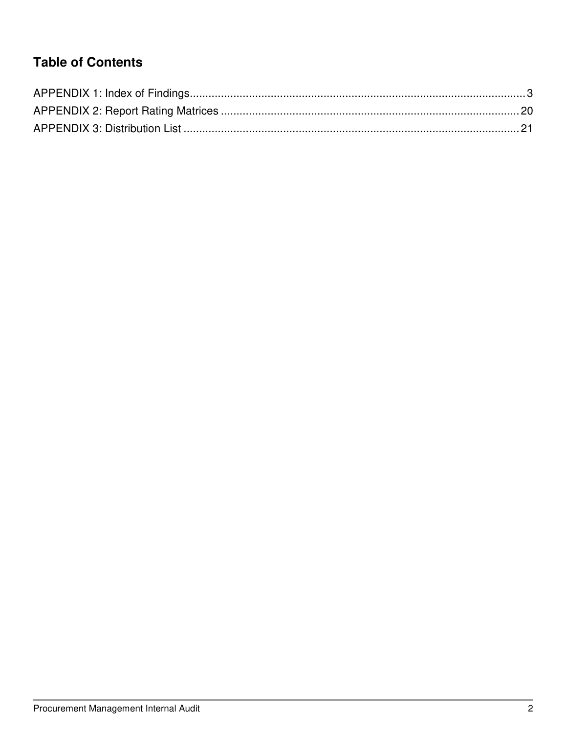## Table of Contents

APPENDIX 1: Index of Findings........................................................................................................3
APPENDIX 2: Report Rating Matrices ..............................................................................................20
APPENDIX 3: Distribution List .........................................................................................................21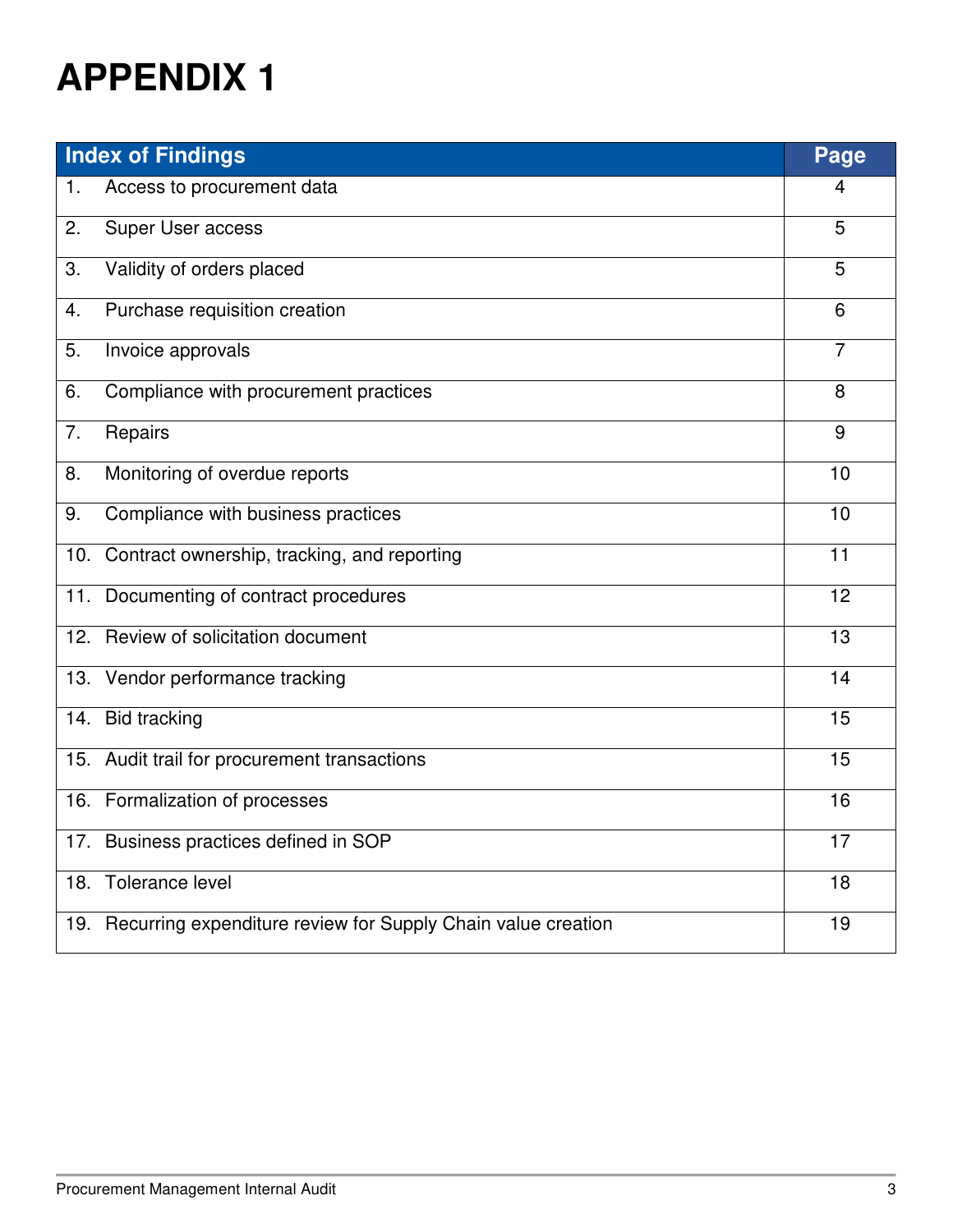# APPENDIX 1

| Index of Findings | Page |
|---|---|
| 1. Access to procurement data | 4 |
| 2. Super User access | 5 |
| 3. Validity of orders placed | 5 |
| 4. Purchase requisition creation | 6 |
| 5. Invoice approvals | 7 |
| 6. Compliance with procurement practices | 8 |
| 7. Repairs | 9 |
| 8. Monitoring of overdue reports | 10 |
| 9. Compliance with business practices | 10 |
| 10. Contract ownership, tracking, and reporting | 11 |
| 11. Documenting of contract procedures | 12 |
| 12. Review of solicitation document | 13 |
| 13. Vendor performance tracking | 14 |
| 14. Bid tracking | 15 |
| 15. Audit trail for procurement transactions | 15 |
| 16. Formalization of processes | 16 |
| 17. Business practices defined in SOP | 17 |
| 18. Tolerance level | 18 |
| 19. Recurring expenditure review for Supply Chain value creation | 19 |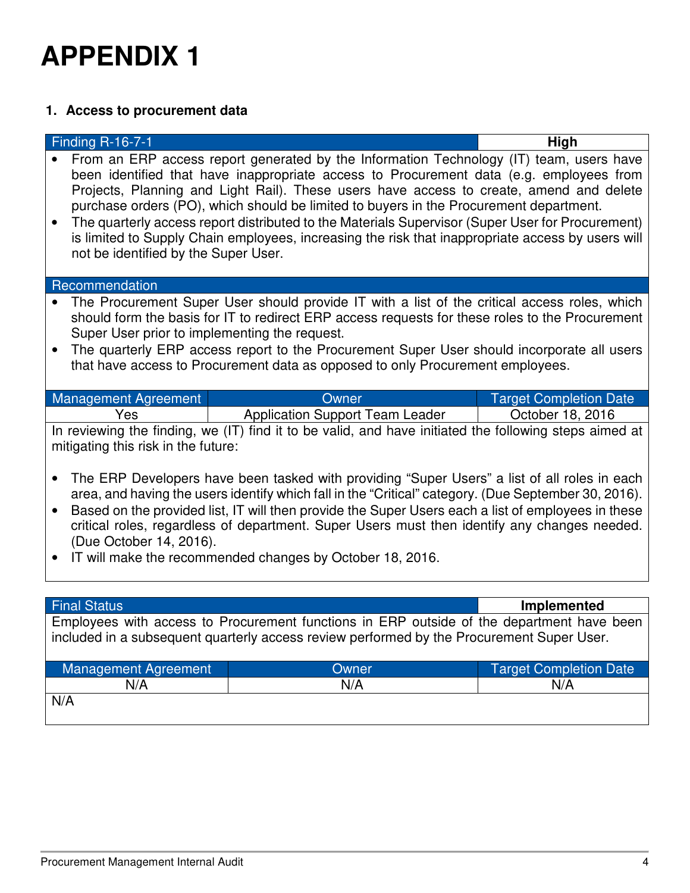# APPENDIX 1

## 1. Access to procurement data

| Finding R-16-7-1 | High |
|---|---|

- From an ERP access report generated by the Information Technology (IT) team, users have been identified that have inappropriate access to Procurement data (e.g. employees from Projects, Planning and Light Rail). These users have access to create, amend and delete purchase orders (PO), which should be limited to buyers in the Procurement department.
- The quarterly access report distributed to the Materials Supervisor (Super User for Procurement) is limited to Supply Chain employees, increasing the risk that inappropriate access by users will not be identified by the Super User.

**Recommendation**

- The Procurement Super User should provide IT with a list of the critical access roles, which should form the basis for IT to redirect ERP access requests for these roles to the Procurement Super User prior to implementing the request.
- The quarterly ERP access report to the Procurement Super User should incorporate all users that have access to Procurement data as opposed to only Procurement employees.

| Management Agreement | Owner | Target Completion Date |
|---|---|---|
| Yes | Application Support Team Leader | October 18, 2016 |

In reviewing the finding, we (IT) find it to be valid, and have initiated the following steps aimed at mitigating this risk in the future:

- The ERP Developers have been tasked with providing "Super Users" a list of all roles in each area, and having the users identify which fall in the "Critical" category. (Due September 30, 2016).
- Based on the provided list, IT will then provide the Super Users each a list of employees in these critical roles, regardless of department. Super Users must then identify any changes needed. (Due October 14, 2016).
- IT will make the recommended changes by October 18, 2016.

| Final Status | Implemented |
|---|---|

Employees with access to Procurement functions in ERP outside of the department have been included in a subsequent quarterly access review performed by the Procurement Super User.

| Management Agreement | Owner | Target Completion Date |
|---|---|---|
| N/A | N/A | N/A |

N/A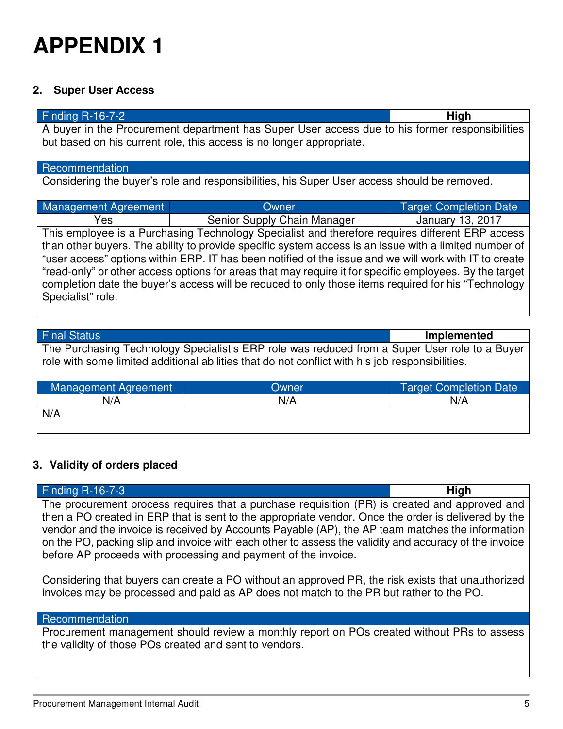# APPENDIX 1

### 2. Super User Access

| Finding R-16-7-2 | | High |
|---|---|---|
| A buyer in the Procurement department has Super User access due to his former responsibilities but based on his current role, this access is no longer appropriate. | | |
| **Recommendation** | | |
| Considering the buyer's role and responsibilities, his Super User access should be removed. | | |
| **Management Agreement** | **Owner** | **Target Completion Date** |
| Yes | Senior Supply Chain Manager | January 13, 2017 |
| This employee is a Purchasing Technology Specialist and therefore requires different ERP access than other buyers. The ability to provide specific system access is an issue with a limited number of "user access" options within ERP. IT has been notified of the issue and we will work with IT to create "read-only" or other access options for areas that may require it for specific employees. By the target completion date the buyer's access will be reduced to only those items required for his "Technology Specialist" role. | | |

| Final Status | | Implemented |
|---|---|---|
| The Purchasing Technology Specialist's ERP role was reduced from a Super User role to a Buyer role with some limited additional abilities that do not conflict with his job responsibilities. | | |
| **Management Agreement** | **Owner** | **Target Completion Date** |
| N/A | N/A | N/A |
| N/A | | |

### 3. Validity of orders placed

| Finding R-16-7-3 | High |
|---|---|
| The procurement process requires that a purchase requisition (PR) is created and approved and then a PO created in ERP that is sent to the appropriate vendor. Once the order is delivered by the vendor and the invoice is received by Accounts Payable (AP), the AP team matches the information on the PO, packing slip and invoice with each other to assess the validity and accuracy of the invoice before AP proceeds with processing and payment of the invoice.<br><br>Considering that buyers can create a PO without an approved PR, the risk exists that unauthorized invoices may be processed and paid as AP does not match to the PR but rather to the PO. | |
| **Recommendation** | |
| Procurement management should review a monthly report on POs created without PRs to assess the validity of those POs created and sent to vendors. | |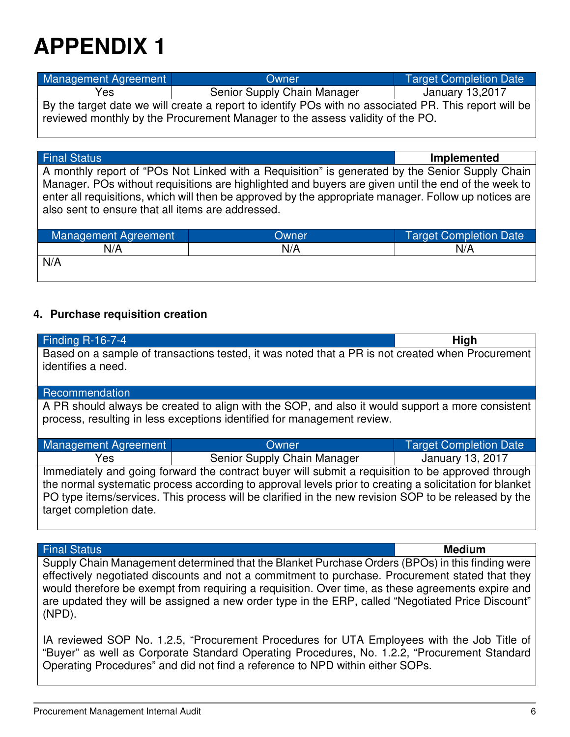# APPENDIX 1

| Management Agreement | Owner | Target Completion Date |
|---|---|---|
| Yes | Senior Supply Chain Manager | January 13,2017 |
| By the target date we will create a report to identify POs with no associated PR. This report will be reviewed monthly by the Procurement Manager to the assess validity of the PO. | | |

| Final Status | Implemented |
|---|---|
| A monthly report of "POs Not Linked with a Requisition" is generated by the Senior Supply Chain Manager. POs without requisitions are highlighted and buyers are given until the end of the week to enter all requisitions, which will then be approved by the appropriate manager. Follow up notices are also sent to ensure that all items are addressed. | |

| Management Agreement | Owner | Target Completion Date |
|---|---|---|
| N/A | N/A | N/A |
| N/A | | |

### 4. Purchase requisition creation

| Finding R-16-7-4 | High |
|---|---|
| Based on a sample of transactions tested, it was noted that a PR is not created when Procurement identifies a need. | |
| **Recommendation** | |
| A PR should always be created to align with the SOP, and also it would support a more consistent process, resulting in less exceptions identified for management review. | |

| Management Agreement | Owner | Target Completion Date |
|---|---|---|
| Yes | Senior Supply Chain Manager | January 13, 2017 |
| Immediately and going forward the contract buyer will submit a requisition to be approved through the normal systematic process according to approval levels prior to creating a solicitation for blanket PO type items/services. This process will be clarified in the new revision SOP to be released by the target completion date. | | |

| Final Status | Medium |
|---|---|
| Supply Chain Management determined that the Blanket Purchase Orders (BPOs) in this finding were effectively negotiated discounts and not a commitment to purchase. Procurement stated that they would therefore be exempt from requiring a requisition. Over time, as these agreements expire and are updated they will be assigned a new order type in the ERP, called "Negotiated Price Discount" (NPD).<br><br>IA reviewed SOP No. 1.2.5, "Procurement Procedures for UTA Employees with the Job Title of "Buyer" as well as Corporate Standard Operating Procedures, No. 1.2.2, "Procurement Standard Operating Procedures" and did not find a reference to NPD within either SOPs. | |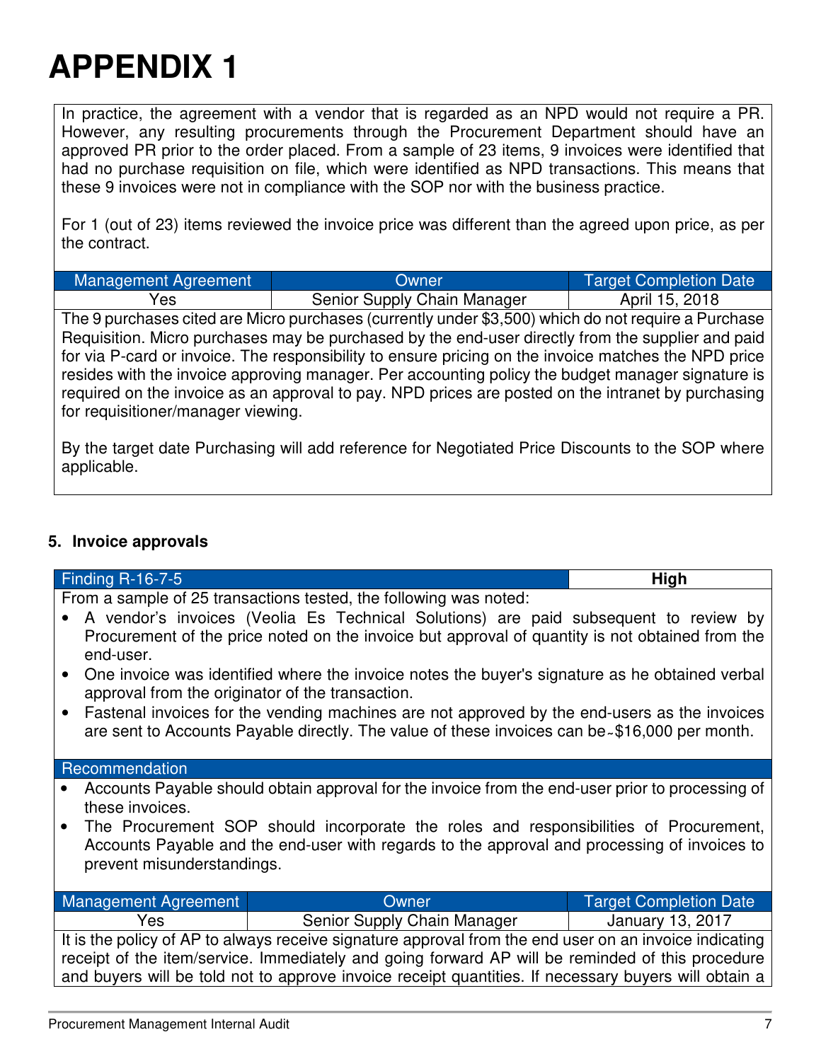# APPENDIX 1

In practice, the agreement with a vendor that is regarded as an NPD would not require a PR. However, any resulting procurements through the Procurement Department should have an approved PR prior to the order placed. From a sample of 23 items, 9 invoices were identified that had no purchase requisition on file, which were identified as NPD transactions. This means that these 9 invoices were not in compliance with the SOP nor with the business practice.

For 1 (out of 23) items reviewed the invoice price was different than the agreed upon price, as per the contract.

| Management Agreement | Owner | Target Completion Date |
|---|---|---|
| Yes | Senior Supply Chain Manager | April 15, 2018 |

The 9 purchases cited are Micro purchases (currently under $3,500) which do not require a Purchase Requisition. Micro purchases may be purchased by the end-user directly from the supplier and paid for via P-card or invoice. The responsibility to ensure pricing on the invoice matches the NPD price resides with the invoice approving manager. Per accounting policy the budget manager signature is required on the invoice as an approval to pay. NPD prices are posted on the intranet by purchasing for requisitioner/manager viewing.

By the target date Purchasing will add reference for Negotiated Price Discounts to the SOP where applicable.

### 5. Invoice approvals

| Finding R-16-7-5 | **High** |
|---|---|

From a sample of 25 transactions tested, the following was noted:

- A vendor's invoices (Veolia Es Technical Solutions) are paid subsequent to review by Procurement of the price noted on the invoice but approval of quantity is not obtained from the end-user.
- One invoice was identified where the invoice notes the buyer's signature as he obtained verbal approval from the originator of the transaction.
- Fastenal invoices for the vending machines are not approved by the end-users as the invoices are sent to Accounts Payable directly. The value of these invoices can be ~$16,000 per month.

**Recommendation**

- Accounts Payable should obtain approval for the invoice from the end-user prior to processing of these invoices.
- The Procurement SOP should incorporate the roles and responsibilities of Procurement, Accounts Payable and the end-user with regards to the approval and processing of invoices to prevent misunderstandings.

| Management Agreement | Owner | Target Completion Date |
|---|---|---|
| Yes | Senior Supply Chain Manager | January 13, 2017 |

It is the policy of AP to always receive signature approval from the end user on an invoice indicating receipt of the item/service. Immediately and going forward AP will be reminded of this procedure and buyers will be told not to approve invoice receipt quantities. If necessary buyers will obtain a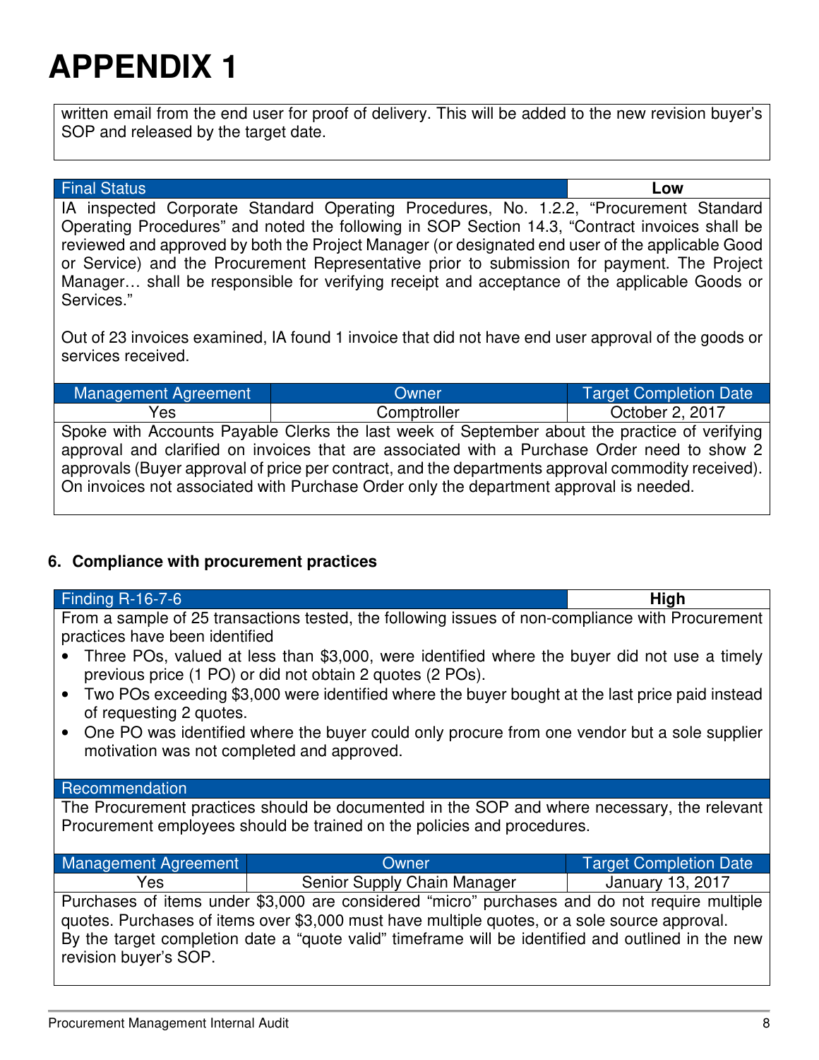# APPENDIX 1

written email from the end user for proof of delivery. This will be added to the new revision buyer's SOP and released by the target date.

| Final Status | Low |
|---|---|

IA inspected Corporate Standard Operating Procedures, No. 1.2.2, "Procurement Standard Operating Procedures" and noted the following in SOP Section 14.3, "Contract invoices shall be reviewed and approved by both the Project Manager (or designated end user of the applicable Good or Service) and the Procurement Representative prior to submission for payment. The Project Manager… shall be responsible for verifying receipt and acceptance of the applicable Goods or Services."

Out of 23 invoices examined, IA found 1 invoice that did not have end user approval of the goods or services received.

| Management Agreement | Owner | Target Completion Date |
|---|---|---|
| Yes | Comptroller | October 2, 2017 |

Spoke with Accounts Payable Clerks the last week of September about the practice of verifying approval and clarified on invoices that are associated with a Purchase Order need to show 2 approvals (Buyer approval of price per contract, and the departments approval commodity received). On invoices not associated with Purchase Order only the department approval is needed.

## 6. Compliance with procurement practices

| Finding R-16-7-6 | High |
|---|---|

From a sample of 25 transactions tested, the following issues of non-compliance with Procurement practices have been identified

- Three POs, valued at less than $3,000, were identified where the buyer did not use a timely previous price (1 PO) or did not obtain 2 quotes (2 POs).
- Two POs exceeding $3,000 were identified where the buyer bought at the last price paid instead of requesting 2 quotes.
- One PO was identified where the buyer could only procure from one vendor but a sole supplier motivation was not completed and approved.

**Recommendation**

The Procurement practices should be documented in the SOP and where necessary, the relevant Procurement employees should be trained on the policies and procedures.

| Management Agreement | Owner | Target Completion Date |
|---|---|---|
| Yes | Senior Supply Chain Manager | January 13, 2017 |

Purchases of items under $3,000 are considered "micro" purchases and do not require multiple quotes. Purchases of items over $3,000 must have multiple quotes, or a sole source approval.
By the target completion date a "quote valid" timeframe will be identified and outlined in the new revision buyer's SOP.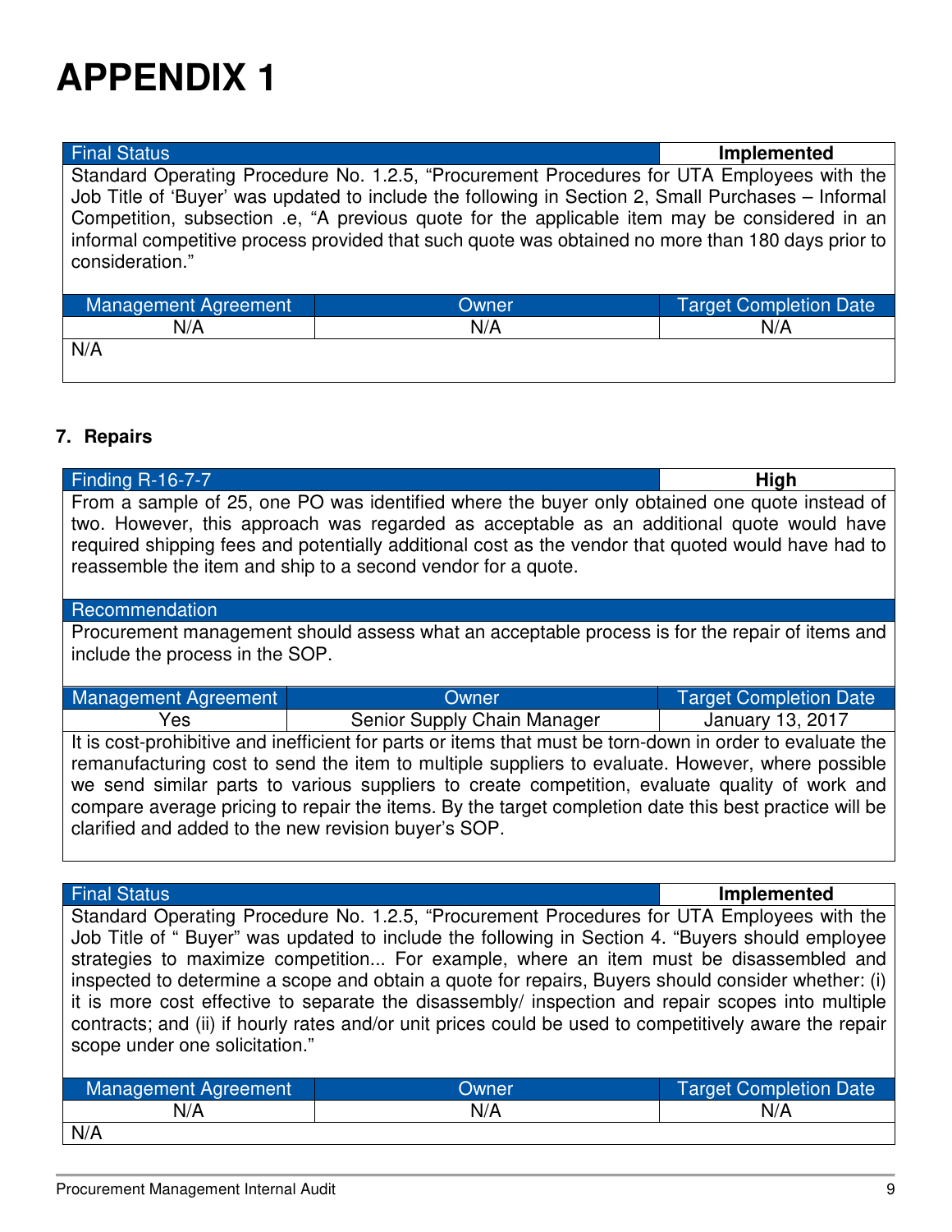# APPENDIX 1

| Final Status | Implemented |
|---|---|

Standard Operating Procedure No. 1.2.5, "Procurement Procedures for UTA Employees with the Job Title of 'Buyer' was updated to include the following in Section 2, Small Purchases – Informal Competition, subsection .e, "A previous quote for the applicable item may be considered in an informal competitive process provided that such quote was obtained no more than 180 days prior to consideration."

| Management Agreement | Owner | Target Completion Date |
|---|---|---|
| N/A | N/A | N/A |

N/A

**7. Repairs**

| Finding R-16-7-7 | High |
|---|---|

From a sample of 25, one PO was identified where the buyer only obtained one quote instead of two. However, this approach was regarded as acceptable as an additional quote would have required shipping fees and potentially additional cost as the vendor that quoted would have had to reassemble the item and ship to a second vendor for a quote.

**Recommendation**

Procurement management should assess what an acceptable process is for the repair of items and include the process in the SOP.

| Management Agreement | Owner | Target Completion Date |
|---|---|---|
| Yes | Senior Supply Chain Manager | January 13, 2017 |

It is cost-prohibitive and inefficient for parts or items that must be torn-down in order to evaluate the remanufacturing cost to send the item to multiple suppliers to evaluate. However, where possible we send similar parts to various suppliers to create competition, evaluate quality of work and compare average pricing to repair the items. By the target completion date this best practice will be clarified and added to the new revision buyer's SOP.

| Final Status | Implemented |
|---|---|

Standard Operating Procedure No. 1.2.5, "Procurement Procedures for UTA Employees with the Job Title of " Buyer" was updated to include the following in Section 4. "Buyers should employee strategies to maximize competition... For example, where an item must be disassembled and inspected to determine a scope and obtain a quote for repairs, Buyers should consider whether: (i) it is more cost effective to separate the disassembly/ inspection and repair scopes into multiple contracts; and (ii) if hourly rates and/or unit prices could be used to competitively aware the repair scope under one solicitation."

| Management Agreement | Owner | Target Completion Date |
|---|---|---|
| N/A | N/A | N/A |

N/A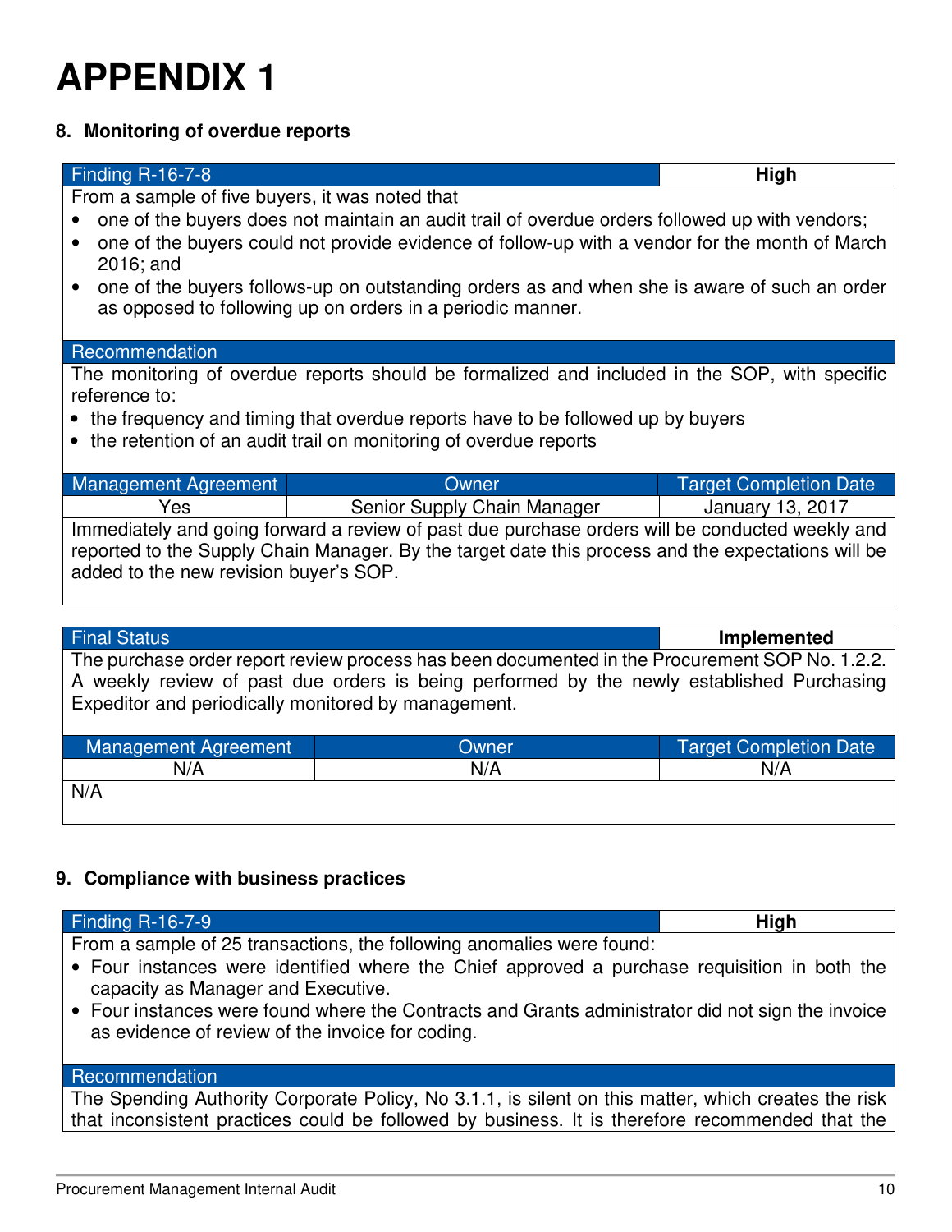# APPENDIX 1

## 8. Monitoring of overdue reports

| Finding R-16-7-8 | High |
|---|---|

From a sample of five buyers, it was noted that

- one of the buyers does not maintain an audit trail of overdue orders followed up with vendors;
- one of the buyers could not provide evidence of follow-up with a vendor for the month of March 2016; and
- one of the buyers follows-up on outstanding orders as and when she is aware of such an order as opposed to following up on orders in a periodic manner.

**Recommendation**

The monitoring of overdue reports should be formalized and included in the SOP, with specific reference to:

- the frequency and timing that overdue reports have to be followed up by buyers
- the retention of an audit trail on monitoring of overdue reports

| Management Agreement | Owner | Target Completion Date |
|---|---|---|
| Yes | Senior Supply Chain Manager | January 13, 2017 |

Immediately and going forward a review of past due purchase orders will be conducted weekly and reported to the Supply Chain Manager. By the target date this process and the expectations will be added to the new revision buyer's SOP.

| Final Status | Implemented |
|---|---|

The purchase order report review process has been documented in the Procurement SOP No. 1.2.2. A weekly review of past due orders is being performed by the newly established Purchasing Expeditor and periodically monitored by management.

| Management Agreement | Owner | Target Completion Date |
|---|---|---|
| N/A | N/A | N/A |

N/A

## 9. Compliance with business practices

| Finding R-16-7-9 | High |
|---|---|

From a sample of 25 transactions, the following anomalies were found:

- Four instances were identified where the Chief approved a purchase requisition in both the capacity as Manager and Executive.
- Four instances were found where the Contracts and Grants administrator did not sign the invoice as evidence of review of the invoice for coding.

**Recommendation**

The Spending Authority Corporate Policy, No 3.1.1, is silent on this matter, which creates the risk that inconsistent practices could be followed by business. It is therefore recommended that the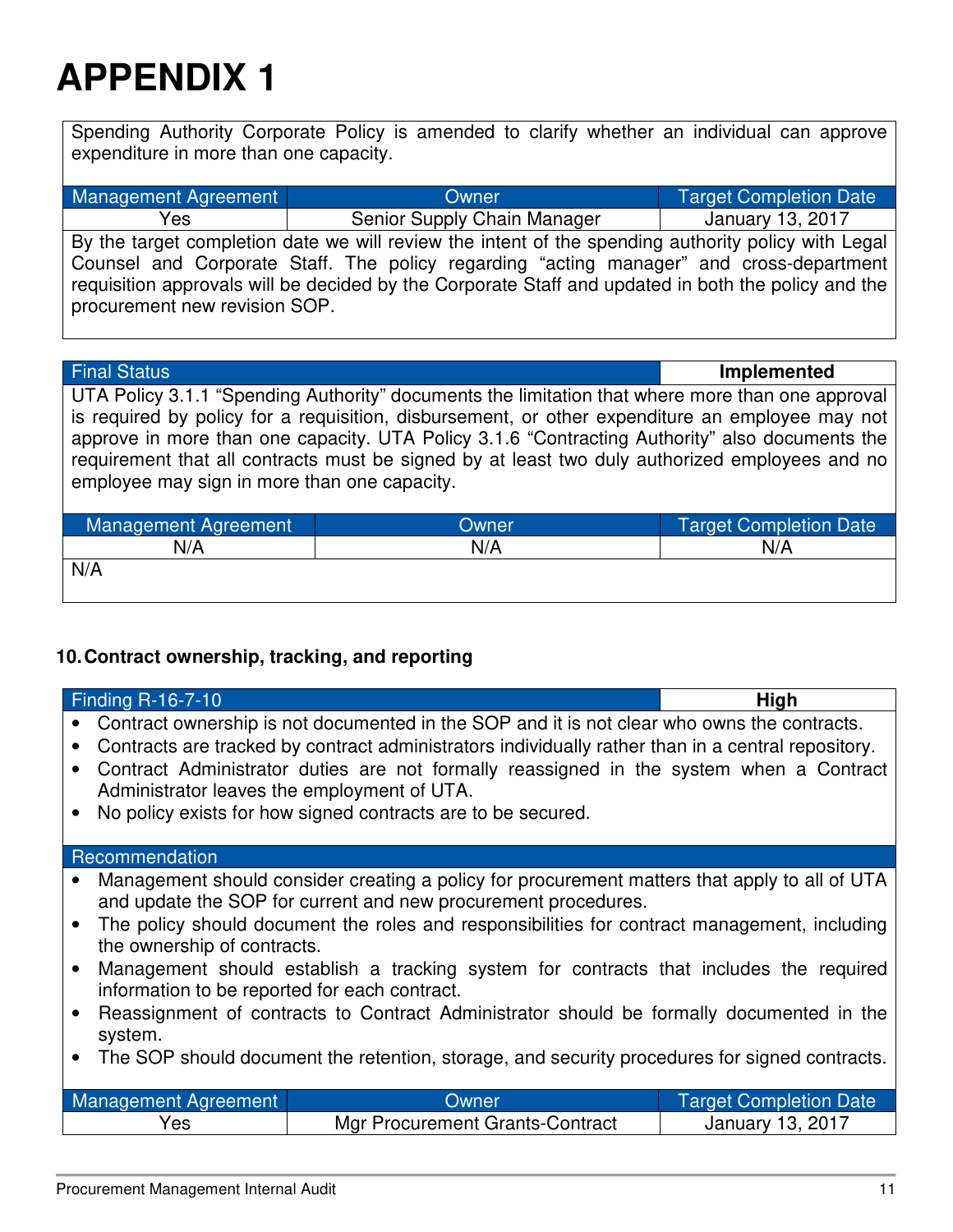# APPENDIX 1

Spending Authority Corporate Policy is amended to clarify whether an individual can approve expenditure in more than one capacity.

| Management Agreement | Owner | Target Completion Date |
|---|---|---|
| Yes | Senior Supply Chain Manager | January 13, 2017 |

By the target completion date we will review the intent of the spending authority policy with Legal Counsel and Corporate Staff. The policy regarding "acting manager" and cross-department requisition approvals will be decided by the Corporate Staff and updated in both the policy and the procurement new revision SOP.

| Final Status | Implemented |
|---|---|

UTA Policy 3.1.1 "Spending Authority" documents the limitation that where more than one approval is required by policy for a requisition, disbursement, or other expenditure an employee may not approve in more than one capacity. UTA Policy 3.1.6 "Contracting Authority" also documents the requirement that all contracts must be signed by at least two duly authorized employees and no employee may sign in more than one capacity.

| Management Agreement | Owner | Target Completion Date |
|---|---|---|
| N/A | N/A | N/A |

N/A

### 10. Contract ownership, tracking, and reporting

| Finding R-16-7-10 | High |
|---|---|

- Contract ownership is not documented in the SOP and it is not clear who owns the contracts.
- Contracts are tracked by contract administrators individually rather than in a central repository.
- Contract Administrator duties are not formally reassigned in the system when a Contract Administrator leaves the employment of UTA.
- No policy exists for how signed contracts are to be secured.

**Recommendation**

- Management should consider creating a policy for procurement matters that apply to all of UTA and update the SOP for current and new procurement procedures.
- The policy should document the roles and responsibilities for contract management, including the ownership of contracts.
- Management should establish a tracking system for contracts that includes the required information to be reported for each contract.
- Reassignment of contracts to Contract Administrator should be formally documented in the system.
- The SOP should document the retention, storage, and security procedures for signed contracts.

| Management Agreement | Owner | Target Completion Date |
|---|---|---|
| Yes | Mgr Procurement Grants-Contract | January 13, 2017 |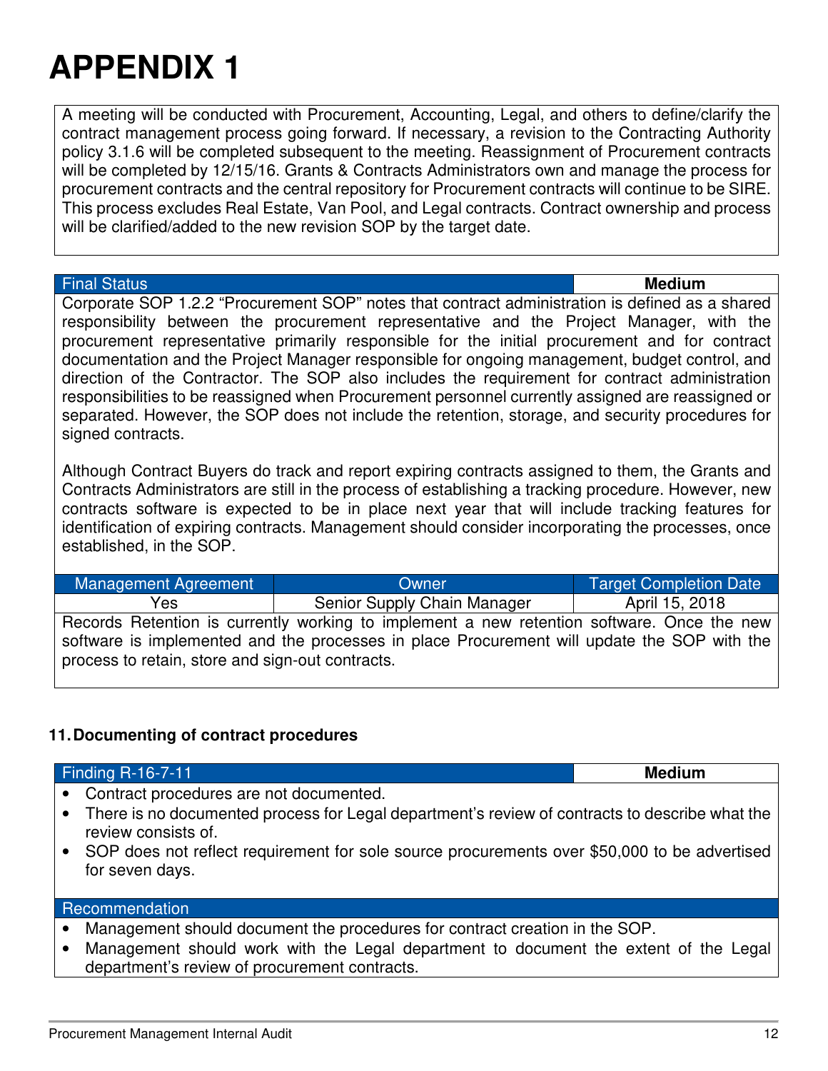# APPENDIX 1

A meeting will be conducted with Procurement, Accounting, Legal, and others to define/clarify the contract management process going forward. If necessary, a revision to the Contracting Authority policy 3.1.6 will be completed subsequent to the meeting. Reassignment of Procurement contracts will be completed by 12/15/16. Grants & Contracts Administrators own and manage the process for procurement contracts and the central repository for Procurement contracts will continue to be SIRE. This process excludes Real Estate, Van Pool, and Legal contracts. Contract ownership and process will be clarified/added to the new revision SOP by the target date.

| Final Status | Medium |
|---|---|

Corporate SOP 1.2.2 "Procurement SOP" notes that contract administration is defined as a shared responsibility between the procurement representative and the Project Manager, with the procurement representative primarily responsible for the initial procurement and for contract documentation and the Project Manager responsible for ongoing management, budget control, and direction of the Contractor. The SOP also includes the requirement for contract administration responsibilities to be reassigned when Procurement personnel currently assigned are reassigned or separated. However, the SOP does not include the retention, storage, and security procedures for signed contracts.

Although Contract Buyers do track and report expiring contracts assigned to them, the Grants and Contracts Administrators are still in the process of establishing a tracking procedure. However, new contracts software is expected to be in place next year that will include tracking features for identification of expiring contracts. Management should consider incorporating the processes, once established, in the SOP.

| Management Agreement | Owner | Target Completion Date |
|---|---|---|
| Yes | Senior Supply Chain Manager | April 15, 2018 |

Records Retention is currently working to implement a new retention software. Once the new software is implemented and the processes in place Procurement will update the SOP with the process to retain, store and sign-out contracts.

### 11. Documenting of contract procedures

| Finding R-16-7-11 | Medium |
|---|---|

- Contract procedures are not documented.
- There is no documented process for Legal department's review of contracts to describe what the review consists of.
- SOP does not reflect requirement for sole source procurements over $50,000 to be advertised for seven days.

**Recommendation**

- Management should document the procedures for contract creation in the SOP.
- Management should work with the Legal department to document the extent of the Legal department's review of procurement contracts.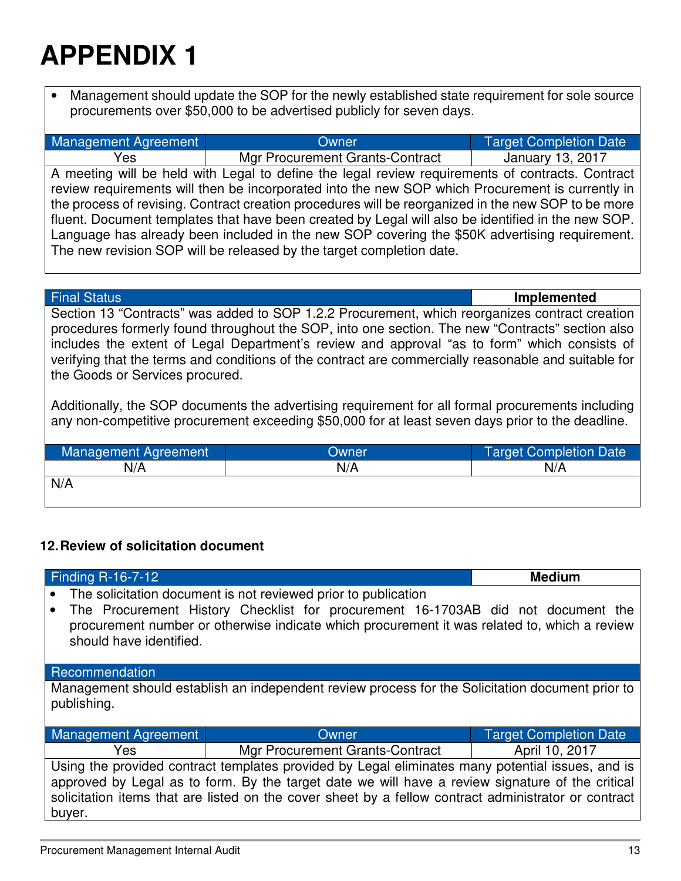# APPENDIX 1

- Management should update the SOP for the newly established state requirement for sole source procurements over $50,000 to be advertised publicly for seven days.

| Management Agreement | Owner | Target Completion Date |
|---|---|---|
| Yes | Mgr Procurement Grants-Contract | January 13, 2017 |

A meeting will be held with Legal to define the legal review requirements of contracts. Contract review requirements will then be incorporated into the new SOP which Procurement is currently in the process of revising. Contract creation procedures will be reorganized in the new SOP to be more fluent. Document templates that have been created by Legal will also be identified in the new SOP. Language has already been included in the new SOP covering the $50K advertising requirement. The new revision SOP will be released by the target completion date.

| Final Status | **Implemented** |
|---|---|

Section 13 "Contracts" was added to SOP 1.2.2 Procurement, which reorganizes contract creation procedures formerly found throughout the SOP, into one section. The new "Contracts" section also includes the extent of Legal Department's review and approval "as to form" which consists of verifying that the terms and conditions of the contract are commercially reasonable and suitable for the Goods or Services procured.

Additionally, the SOP documents the advertising requirement for all formal procurements including any non-competitive procurement exceeding $50,000 for at least seven days prior to the deadline.

| Management Agreement | Owner | Target Completion Date |
|---|---|---|
| N/A | N/A | N/A |

N/A

### 12. Review of solicitation document

| Finding R-16-7-12 | **Medium** |
|---|---|

- The solicitation document is not reviewed prior to publication
- The Procurement History Checklist for procurement 16-1703AB did not document the procurement number or otherwise indicate which procurement it was related to, which a review should have identified.

**Recommendation**

Management should establish an independent review process for the Solicitation document prior to publishing.

| Management Agreement | Owner | Target Completion Date |
|---|---|---|
| Yes | Mgr Procurement Grants-Contract | April 10, 2017 |

Using the provided contract templates provided by Legal eliminates many potential issues, and is approved by Legal as to form. By the target date we will have a review signature of the critical solicitation items that are listed on the cover sheet by a fellow contract administrator or contract buyer.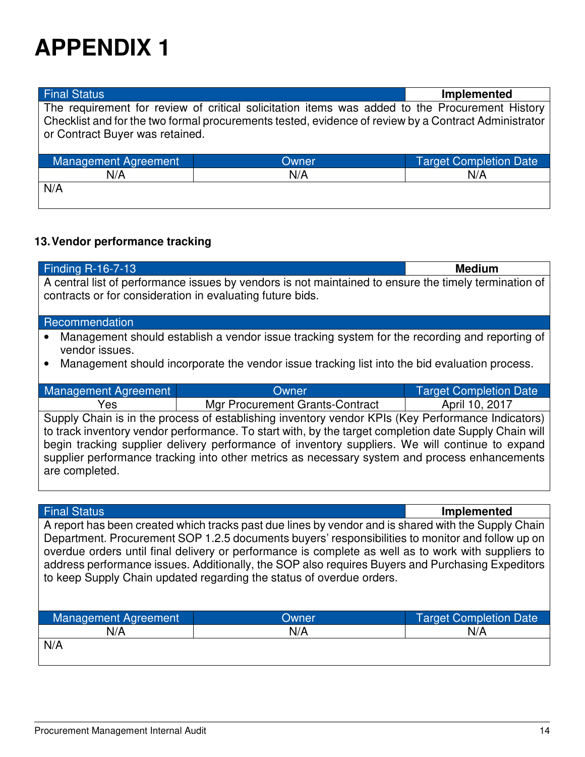# APPENDIX 1

| Final Status | | Implemented |
|---|---|---|
| The requirement for review of critical solicitation items was added to the Procurement History Checklist and for the two formal procurements tested, evidence of review by a Contract Administrator or Contract Buyer was retained. | | |
| **Management Agreement** | **Owner** | **Target Completion Date** |
| N/A | N/A | N/A |
| N/A | | |

### 13. Vendor performance tracking

| Finding R-16-7-13 | | Medium |
|---|---|---|
| A central list of performance issues by vendors is not maintained to ensure the timely termination of contracts or for consideration in evaluating future bids. | | |
| **Recommendation** | | |
| • Management should establish a vendor issue tracking system for the recording and reporting of vendor issues.<br>• Management should incorporate the vendor issue tracking list into the bid evaluation process. | | |
| **Management Agreement** | **Owner** | **Target Completion Date** |
| Yes | Mgr Procurement Grants-Contract | April 10, 2017 |
| Supply Chain is in the process of establishing inventory vendor KPIs (Key Performance Indicators) to track inventory vendor performance. To start with, by the target completion date Supply Chain will begin tracking supplier delivery performance of inventory suppliers. We will continue to expand supplier performance tracking into other metrics as necessary system and process enhancements are completed. | | |

| Final Status | | Implemented |
|---|---|---|
| A report has been created which tracks past due lines by vendor and is shared with the Supply Chain Department. Procurement SOP 1.2.5 documents buyers' responsibilities to monitor and follow up on overdue orders until final delivery or performance is complete as well as to work with suppliers to address performance issues. Additionally, the SOP also requires Buyers and Purchasing Expeditors to keep Supply Chain updated regarding the status of overdue orders. | | |
| **Management Agreement** | **Owner** | **Target Completion Date** |
| N/A | N/A | N/A |
| N/A | | |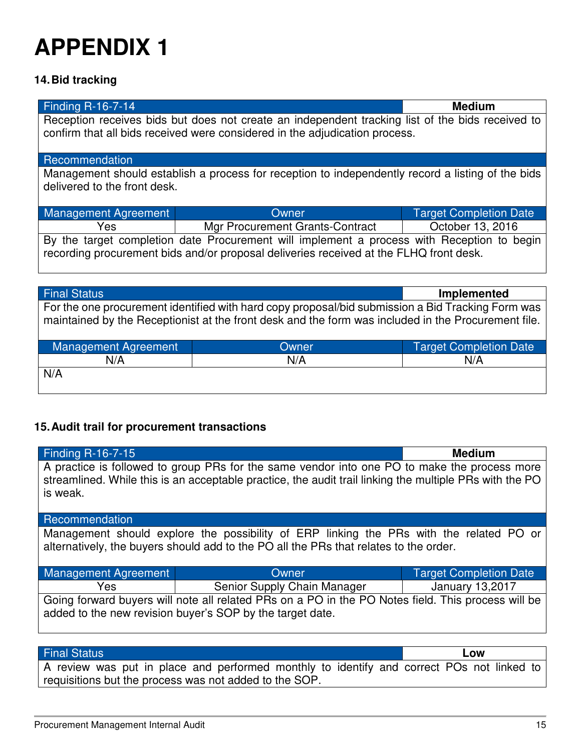# APPENDIX 1

### 14. Bid tracking

| Finding R-16-7-14 | | Medium |
|---|---|---|
| Reception receives bids but does not create an independent tracking list of the bids received to confirm that all bids received were considered in the adjudication process. | | |
| **Recommendation** | | |
| Management should establish a process for reception to independently record a listing of the bids delivered to the front desk. | | |
| **Management Agreement** | **Owner** | **Target Completion Date** |
| Yes | Mgr Procurement Grants-Contract | October 13, 2016 |
| By the target completion date Procurement will implement a process with Reception to begin recording procurement bids and/or proposal deliveries received at the FLHQ front desk. | | |

| Final Status | | Implemented |
|---|---|---|
| For the one procurement identified with hard copy proposal/bid submission a Bid Tracking Form was maintained by the Receptionist at the front desk and the form was included in the Procurement file. | | |
| **Management Agreement** | **Owner** | **Target Completion Date** |
| N/A | N/A | N/A |
| N/A | | |

### 15. Audit trail for procurement transactions

| Finding R-16-7-15 | | Medium |
|---|---|---|
| A practice is followed to group PRs for the same vendor into one PO to make the process more streamlined. While this is an acceptable practice, the audit trail linking the multiple PRs with the PO is weak. | | |
| **Recommendation** | | |
| Management should explore the possibility of ERP linking the PRs with the related PO or alternatively, the buyers should add to the PO all the PRs that relates to the order. | | |
| **Management Agreement** | **Owner** | **Target Completion Date** |
| Yes | Senior Supply Chain Manager | January 13,2017 |
| Going forward buyers will note all related PRs on a PO in the PO Notes field. This process will be added to the new revision buyer's SOP by the target date. | | |

| Final Status | Low |
|---|---|
| A review was put in place and performed monthly to identify and correct POs not linked to requisitions but the process was not added to the SOP. | |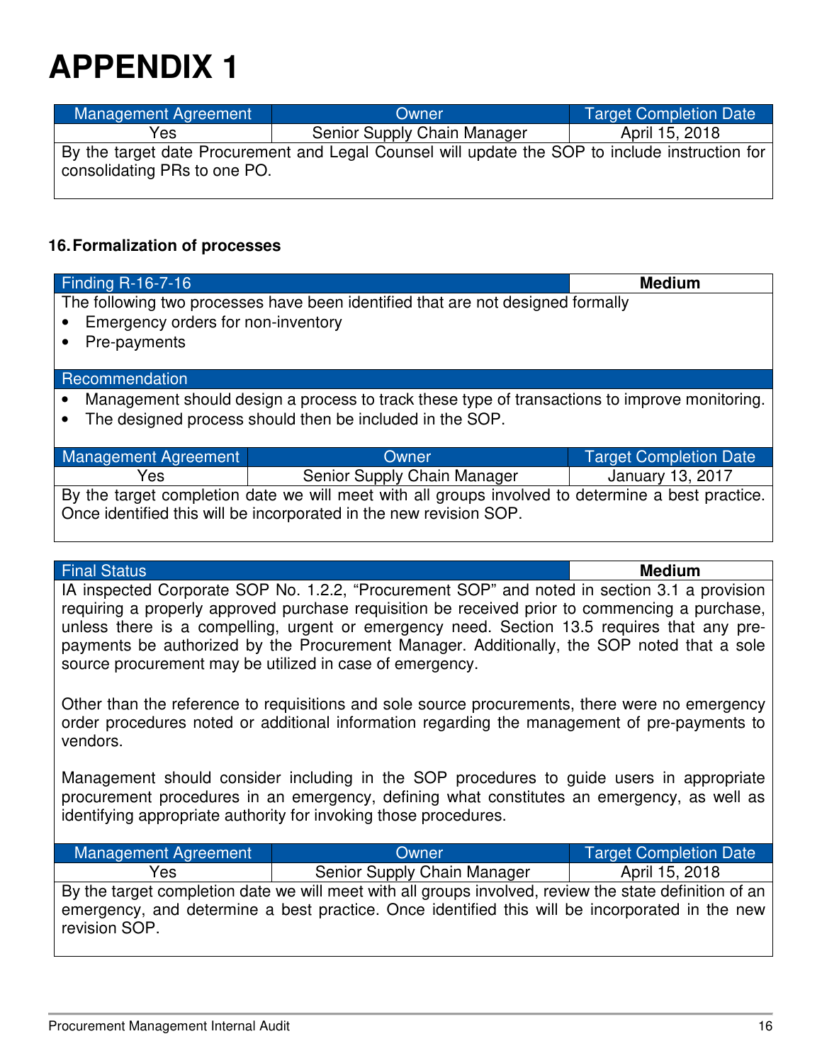# APPENDIX 1

| Management Agreement | Owner | Target Completion Date |
|---|---|---|
| Yes | Senior Supply Chain Manager | April 15, 2018 |
| By the target date Procurement and Legal Counsel will update the SOP to include instruction for consolidating PRs to one PO. | | |

### 16. Formalization of processes

| Finding R-16-7-16 | **Medium** |
|---|---|
| The following two processes have been identified that are not designed formally<br>• Emergency orders for non-inventory<br>• Pre-payments | |
| Recommendation | |
| • Management should design a process to track these type of transactions to improve monitoring.<br>• The designed process should then be included in the SOP. | |

| Management Agreement | Owner | Target Completion Date |
|---|---|---|
| Yes | Senior Supply Chain Manager | January 13, 2017 |
| By the target completion date we will meet with all groups involved to determine a best practice. Once identified this will be incorporated in the new revision SOP. | | |

| Final Status | **Medium** |
|---|---|
| IA inspected Corporate SOP No. 1.2.2, “Procurement SOP” and noted in section 3.1 a provision requiring a properly approved purchase requisition be received prior to commencing a purchase, unless there is a compelling, urgent or emergency need. Section 13.5 requires that any pre-payments be authorized by the Procurement Manager. Additionally, the SOP noted that a sole source procurement may be utilized in case of emergency.<br><br>Other than the reference to requisitions and sole source procurements, there were no emergency order procedures noted or additional information regarding the management of pre-payments to vendors.<br><br>Management should consider including in the SOP procedures to guide users in appropriate procurement procedures in an emergency, defining what constitutes an emergency, as well as identifying appropriate authority for invoking those procedures. | |

| Management Agreement | Owner | Target Completion Date |
|---|---|---|
| Yes | Senior Supply Chain Manager | April 15, 2018 |
| By the target completion date we will meet with all groups involved, review the state definition of an emergency, and determine a best practice. Once identified this will be incorporated in the new revision SOP. | | |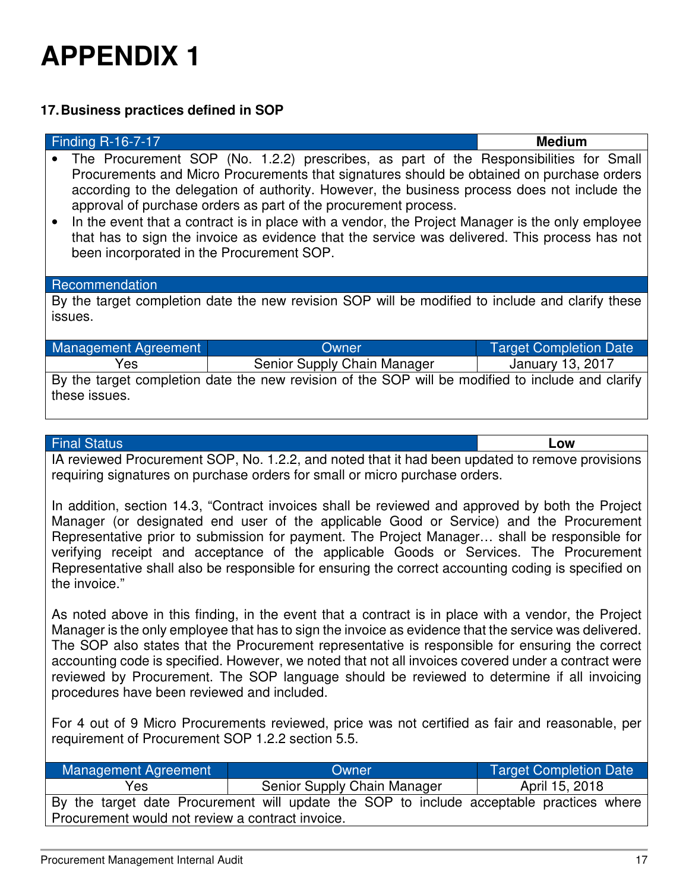# APPENDIX 1

### 17. Business practices defined in SOP

| Finding R-16-7-17 | Medium |
|---|---|

- The Procurement SOP (No. 1.2.2) prescribes, as part of the Responsibilities for Small Procurements and Micro Procurements that signatures should be obtained on purchase orders according to the delegation of authority. However, the business process does not include the approval of purchase orders as part of the procurement process.
- In the event that a contract is in place with a vendor, the Project Manager is the only employee that has to sign the invoice as evidence that the service was delivered. This process has not been incorporated in the Procurement SOP.

**Recommendation**

By the target completion date the new revision SOP will be modified to include and clarify these issues.

| Management Agreement | Owner | Target Completion Date |
|---|---|---|
| Yes | Senior Supply Chain Manager | January 13, 2017 |

By the target completion date the new revision of the SOP will be modified to include and clarify these issues.

| Final Status | Low |
|---|---|

IA reviewed Procurement SOP, No. 1.2.2, and noted that it had been updated to remove provisions requiring signatures on purchase orders for small or micro purchase orders.

In addition, section 14.3, "Contract invoices shall be reviewed and approved by both the Project Manager (or designated end user of the applicable Good or Service) and the Procurement Representative prior to submission for payment. The Project Manager… shall be responsible for verifying receipt and acceptance of the applicable Goods or Services. The Procurement Representative shall also be responsible for ensuring the correct accounting coding is specified on the invoice."

As noted above in this finding, in the event that a contract is in place with a vendor, the Project Manager is the only employee that has to sign the invoice as evidence that the service was delivered. The SOP also states that the Procurement representative is responsible for ensuring the correct accounting code is specified. However, we noted that not all invoices covered under a contract were reviewed by Procurement. The SOP language should be reviewed to determine if all invoicing procedures have been reviewed and included.

For 4 out of 9 Micro Procurements reviewed, price was not certified as fair and reasonable, per requirement of Procurement SOP 1.2.2 section 5.5.

| Management Agreement | Owner | Target Completion Date |
|---|---|---|
| Yes | Senior Supply Chain Manager | April 15, 2018 |

By the target date Procurement will update the SOP to include acceptable practices where Procurement would not review a contract invoice.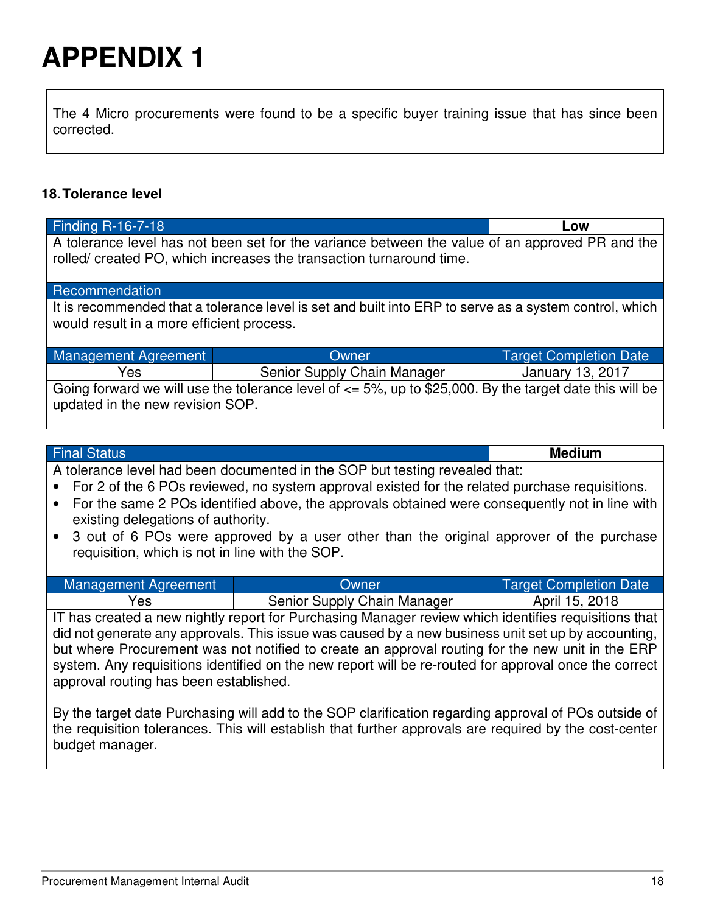# APPENDIX 1

The 4 Micro procurements were found to be a specific buyer training issue that has since been corrected.

### 18. Tolerance level

| Finding R-16-7-18 | | Low |
|---|---|---|
| A tolerance level has not been set for the variance between the value of an approved PR and the rolled/ created PO, which increases the transaction turnaround time. | | |
| **Recommendation** | | |
| It is recommended that a tolerance level is set and built into ERP to serve as a system control, which would result in a more efficient process. | | |
| **Management Agreement** | **Owner** | **Target Completion Date** |
| Yes | Senior Supply Chain Manager | January 13, 2017 |
| Going forward we will use the tolerance level of <= 5%, up to $25,000. By the target date this will be updated in the new revision SOP. | | |

| Final Status | | Medium |
|---|---|---|
| A tolerance level had been documented in the SOP but testing revealed that:<br>• For 2 of the 6 POs reviewed, no system approval existed for the related purchase requisitions.<br>• For the same 2 POs identified above, the approvals obtained were consequently not in line with existing delegations of authority.<br>• 3 out of 6 POs were approved by a user other than the original approver of the purchase requisition, which is not in line with the SOP. | | |
| **Management Agreement** | **Owner** | **Target Completion Date** |
| Yes | Senior Supply Chain Manager | April 15, 2018 |
| IT has created a new nightly report for Purchasing Manager review which identifies requisitions that did not generate any approvals. This issue was caused by a new business unit set up by accounting, but where Procurement was not notified to create an approval routing for the new unit in the ERP system. Any requisitions identified on the new report will be re-routed for approval once the correct approval routing has been established.<br><br>By the target date Purchasing will add to the SOP clarification regarding approval of POs outside of the requisition tolerances. This will establish that further approvals are required by the cost-center budget manager. | | |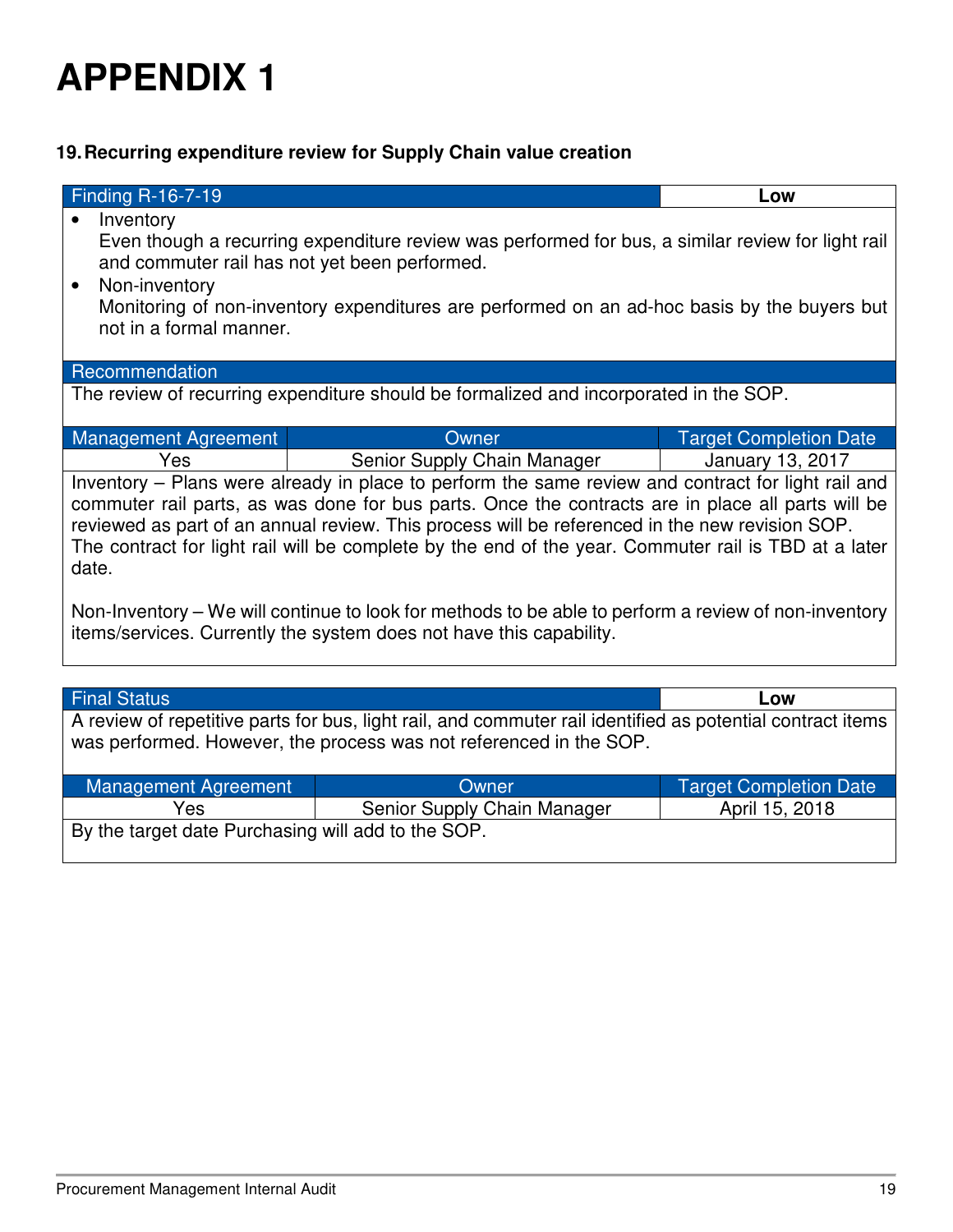# APPENDIX 1

**19. Recurring expenditure review for Supply Chain value creation**

| Finding R-16-7-19 | Low |
|---|---|

- Inventory
  Even though a recurring expenditure review was performed for bus, a similar review for light rail and commuter rail has not yet been performed.
- Non-inventory
  Monitoring of non-inventory expenditures are performed on an ad-hoc basis by the buyers but not in a formal manner.

**Recommendation**

The review of recurring expenditure should be formalized and incorporated in the SOP.

| Management Agreement | Owner | Target Completion Date |
|---|---|---|
| Yes | Senior Supply Chain Manager | January 13, 2017 |

Inventory – Plans were already in place to perform the same review and contract for light rail and commuter rail parts, as was done for bus parts. Once the contracts are in place all parts will be reviewed as part of an annual review. This process will be referenced in the new revision SOP. The contract for light rail will be complete by the end of the year. Commuter rail is TBD at a later date.

Non-Inventory – We will continue to look for methods to be able to perform a review of non-inventory items/services. Currently the system does not have this capability.

| Final Status | Low |
|---|---|

A review of repetitive parts for bus, light rail, and commuter rail identified as potential contract items was performed. However, the process was not referenced in the SOP.

| Management Agreement | Owner | Target Completion Date |
|---|---|---|
| Yes | Senior Supply Chain Manager | April 15, 2018 |

By the target date Purchasing will add to the SOP.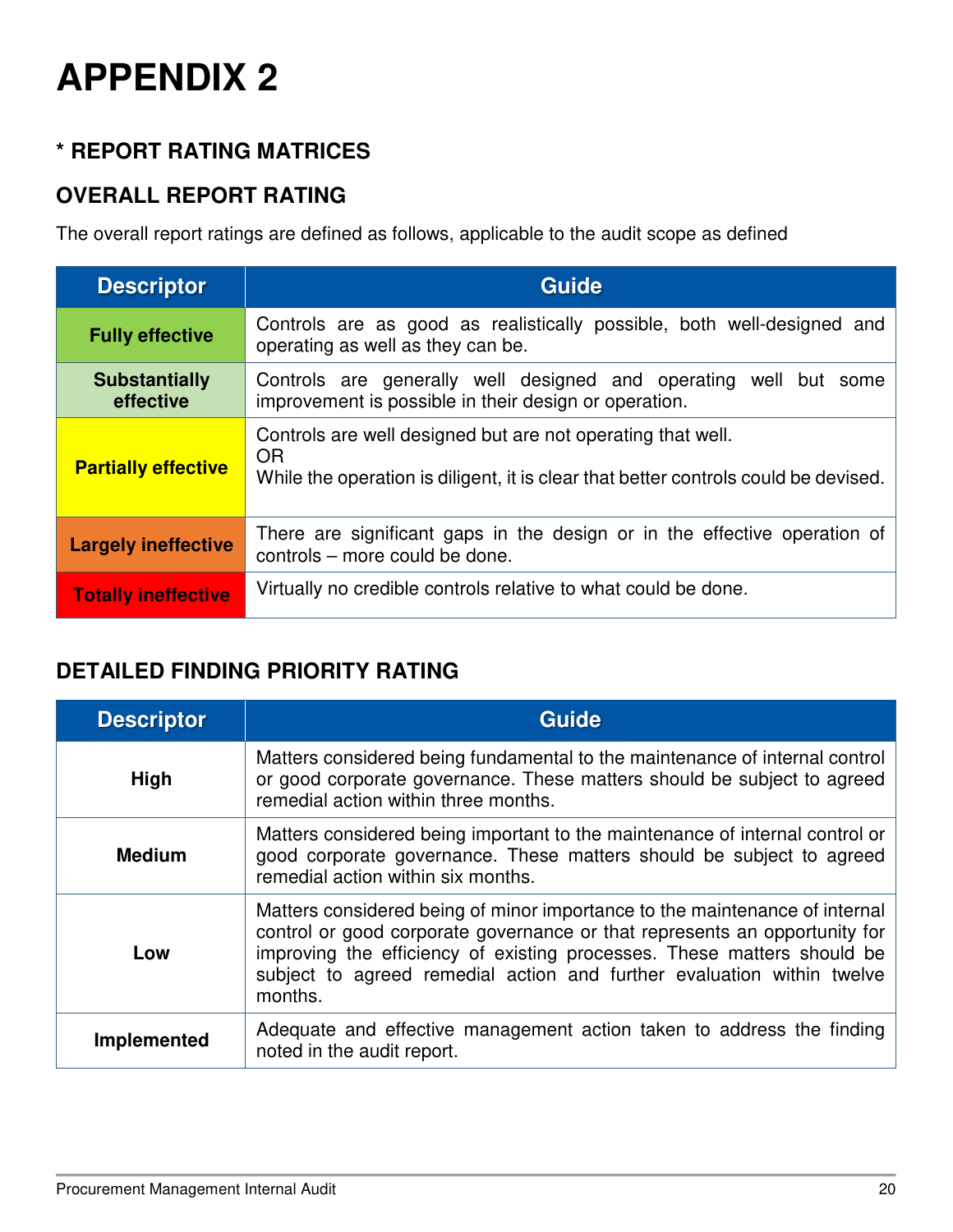# APPENDIX 2

## * REPORT RATING MATRICES

## OVERALL REPORT RATING

The overall report ratings are defined as follows, applicable to the audit scope as defined

| Descriptor | Guide |
|---|---|
| **Fully effective** | Controls are as good as realistically possible, both well-designed and operating as well as they can be. |
| **Substantially effective** | Controls are generally well designed and operating well but some improvement is possible in their design or operation. |
| **Partially effective** | Controls are well designed but are not operating that well.<br>OR<br>While the operation is diligent, it is clear that better controls could be devised. |
| **Largely ineffective** | There are significant gaps in the design or in the effective operation of controls – more could be done. |
| **Totally ineffective** | Virtually no credible controls relative to what could be done. |

## DETAILED FINDING PRIORITY RATING

| Descriptor | Guide |
|---|---|
| **High** | Matters considered being fundamental to the maintenance of internal control or good corporate governance. These matters should be subject to agreed remedial action within three months. |
| **Medium** | Matters considered being important to the maintenance of internal control or good corporate governance. These matters should be subject to agreed remedial action within six months. |
| **Low** | Matters considered being of minor importance to the maintenance of internal control or good corporate governance or that represents an opportunity for improving the efficiency of existing processes. These matters should be subject to agreed remedial action and further evaluation within twelve months. |
| **Implemented** | Adequate and effective management action taken to address the finding noted in the audit report. |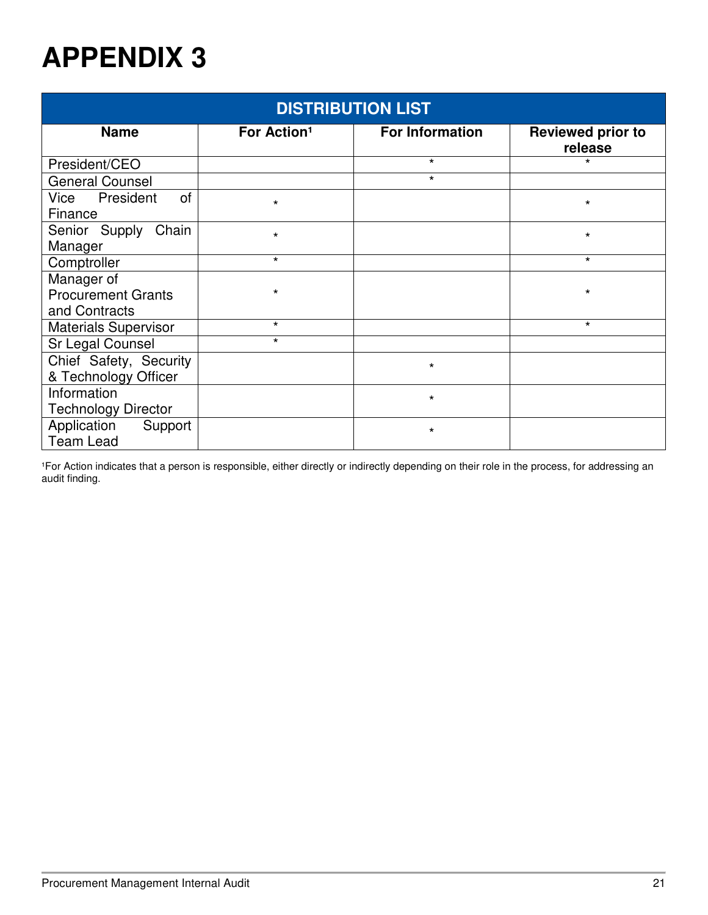# APPENDIX 3

| DISTRIBUTION LIST | | | |
|---|---|---|---|
| **Name** | **For Action[1]** | **For Information** | **Reviewed prior to release** |
| President/CEO | | * | * |
| General Counsel | | * | |
| Vice President of Finance | * | | * |
| Senior Supply Chain Manager | * | | * |
| Comptroller | * | | * |
| Manager of Procurement Grants and Contracts | * | | * |
| Materials Supervisor | * | | * |
| Sr Legal Counsel | * | | |
| Chief Safety, Security & Technology Officer | | * | |
| Information Technology Director | | * | |
| Application Support Team Lead | | * | |

[1]For Action indicates that a person is responsible, either directly or indirectly depending on their role in the process, for addressing an audit finding.